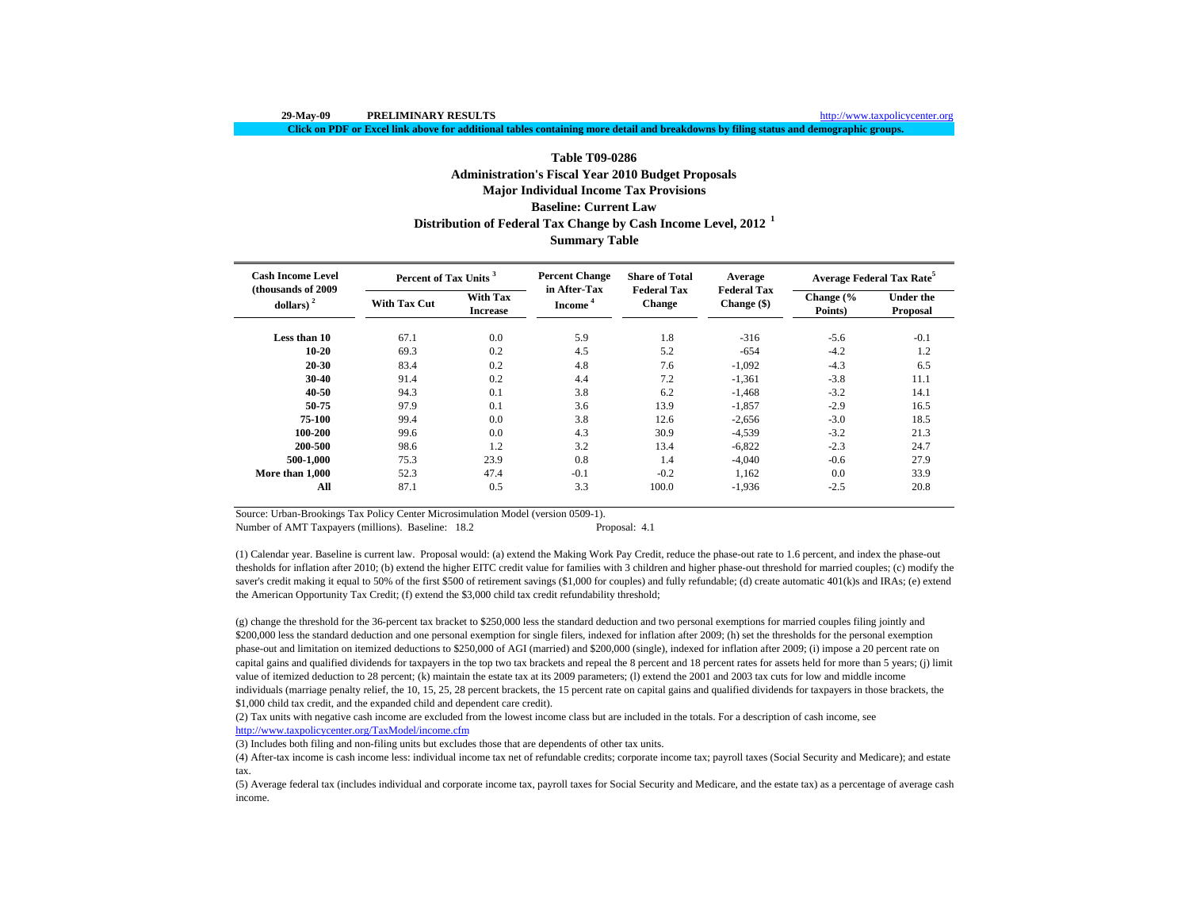29-May-09 **PRELIMINARY RESULTS** http://www.taxpolicycenter.org

**Click on PDF or Excel link above for additional tables containing more detail and breakdowns by filing status and demographic groups.**

## Table T09-0286
## Administration's Fiscal Year 2010 Budget Proposals
## Major Individual Income Tax Provisions
## Baseline: Current Law
## Distribution of Federal Tax Change by Cash Income Level, 2012 [1]
## Summary Table

| Cash Income Level (thousands of 2009 dollars) [2] | Percent of Tax Units [3] | | Percent Change in After-Tax Income [4] | Share of Total Federal Tax Change | Average Federal Tax Change ($) | Average Federal Tax Rate [5] | |
|---|---|---|---|---|---|---|---|
| | With Tax Cut | With Tax Increase | | | | Change (% Points) | Under the Proposal |
| Less than 10 | 67.1 | 0.0 | 5.9 | 1.8 | -316 | -5.6 | -0.1 |
| 10-20 | 69.3 | 0.2 | 4.5 | 5.2 | -654 | -4.2 | 1.2 |
| 20-30 | 83.4 | 0.2 | 4.8 | 7.6 | -1,092 | -4.3 | 6.5 |
| 30-40 | 91.4 | 0.2 | 4.4 | 7.2 | -1,361 | -3.8 | 11.1 |
| 40-50 | 94.3 | 0.1 | 3.8 | 6.2 | -1,468 | -3.2 | 14.1 |
| 50-75 | 97.9 | 0.1 | 3.6 | 13.9 | -1,857 | -2.9 | 16.5 |
| 75-100 | 99.4 | 0.0 | 3.8 | 12.6 | -2,656 | -3.0 | 18.5 |
| 100-200 | 99.6 | 0.0 | 4.3 | 30.9 | -4,539 | -3.2 | 21.3 |
| 200-500 | 98.6 | 1.2 | 3.2 | 13.4 | -6,822 | -2.3 | 24.7 |
| 500-1,000 | 75.3 | 23.9 | 0.8 | 1.4 | -4,040 | -0.6 | 27.9 |
| More than 1,000 | 52.3 | 47.4 | -0.1 | -0.2 | 1,162 | 0.0 | 33.9 |
| All | 87.1 | 0.5 | 3.3 | 100.0 | -1,936 | -2.5 | 20.8 |

Source: Urban-Brookings Tax Policy Center Microsimulation Model (version 0509-1).

Number of AMT Taxpayers (millions). Baseline: 18.2 Proposal: 4.1

(1) Calendar year. Baseline is current law. Proposal would: (a) extend the Making Work Pay Credit, reduce the phase-out rate to 1.6 percent, and index the phase-out thesholds for inflation after 2010; (b) extend the higher EITC credit value for families with 3 children and higher phase-out threshold for married couples; (c) modify the saver's credit making it equal to 50% of the first $500 of retirement savings ($1,000 for couples) and fully refundable; (d) create automatic 401(k)s and IRAs; (e) extend the American Opportunity Tax Credit; (f) extend the $3,000 child tax credit refundability threshold;

(g) change the threshold for the 36-percent tax bracket to $250,000 less the standard deduction and two personal exemptions for married couples filing jointly and $200,000 less the standard deduction and one personal exemption for single filers, indexed for inflation after 2009; (h) set the thresholds for the personal exemption phase-out and limitation on itemized deductions to $250,000 of AGI (married) and $200,000 (single), indexed for inflation after 2009; (i) impose a 20 percent rate on capital gains and qualified dividends for taxpayers in the top two tax brackets and repeal the 8 percent and 18 percent rates for assets held for more than 5 years; (j) limit value of itemized deduction to 28 percent; (k) maintain the estate tax at its 2009 parameters; (l) extend the 2001 and 2003 tax cuts for low and middle income individuals (marriage penalty relief, the 10, 15, 25, 28 percent brackets, the 15 percent rate on capital gains and qualified dividends for taxpayers in those brackets, the $1,000 child tax credit, and the expanded child and dependent care credit).

(2) Tax units with negative cash income are excluded from the lowest income class but are included in the totals. For a description of cash income, see http://www.taxpolicycenter.org/TaxModel/income.cfm

(3) Includes both filing and non-filing units but excludes those that are dependents of other tax units.

(4) After-tax income is cash income less: individual income tax net of refundable credits; corporate income tax; payroll taxes (Social Security and Medicare); and estate tax.

(5) Average federal tax (includes individual and corporate income tax, payroll taxes for Social Security and Medicare, and the estate tax) as a percentage of average cash income.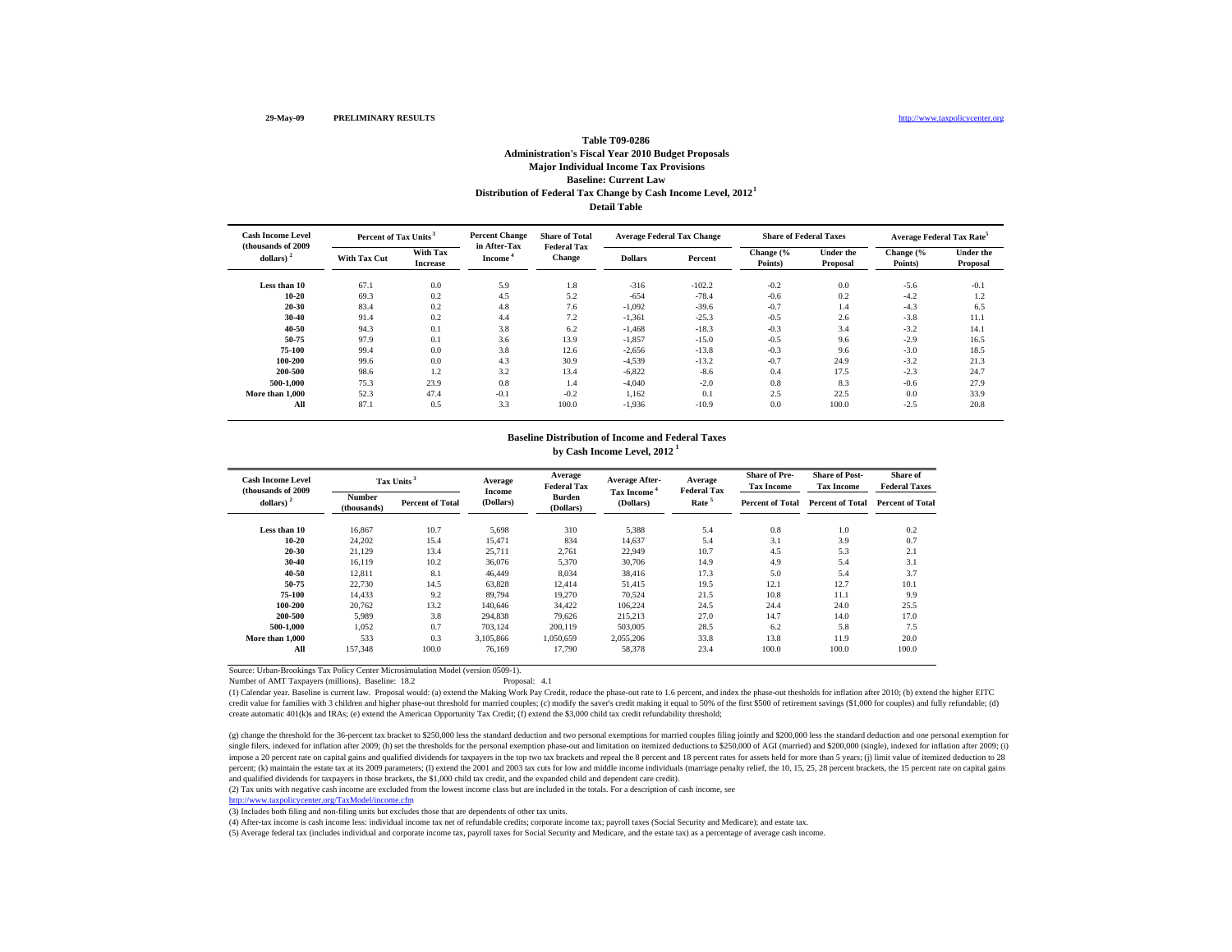29-May-09 PRELIMINARY RESULTS http://www.taxpolicycenter.org

### Table T09-0286

**Administration's Fiscal Year 2010 Budget Proposals**
**Major Individual Income Tax Provisions**
**Baseline: Current Law**
**Distribution of Federal Tax Change by Cash Income Level, 2012 [1]**
**Detail Table**

| Cash Income Level (thousands of 2009 dollars) [2] | Percent of Tax Units [3] | | Percent Change in After-Tax Income [4] | Share of Total Federal Tax Change | Average Federal Tax Change | | Share of Federal Taxes | | Average Federal Tax Rate [5] | |
|---|---|---|---|---|---|---|---|---|---|---|
| | With Tax Cut | With Tax Increase | | | Dollars | Percent | Change (% Points) | Under the Proposal | Change (% Points) | Under the Proposal |
| Less than 10 | 67.1 | 0.0 | 5.9 | 1.8 | -316 | -102.2 | -0.2 | 0.0 | -5.6 | -0.1 |
| 10-20 | 69.3 | 0.2 | 4.5 | 5.2 | -654 | -78.4 | -0.6 | 0.2 | -4.2 | 1.2 |
| 20-30 | 83.4 | 0.2 | 4.8 | 7.6 | -1,092 | -39.6 | -0.7 | 1.4 | -4.3 | 6.5 |
| 30-40 | 91.4 | 0.2 | 4.4 | 7.2 | -1,361 | -25.3 | -0.5 | 2.6 | -3.8 | 11.1 |
| 40-50 | 94.3 | 0.1 | 3.8 | 6.2 | -1,468 | -18.3 | -0.3 | 3.4 | -3.2 | 14.1 |
| 50-75 | 97.9 | 0.1 | 3.6 | 13.9 | -1,857 | -15.0 | -0.5 | 9.6 | -2.9 | 16.5 |
| 75-100 | 99.4 | 0.0 | 3.8 | 12.6 | -2,656 | -13.8 | -0.3 | 9.6 | -3.0 | 18.5 |
| 100-200 | 99.6 | 0.0 | 4.3 | 30.9 | -4,539 | -13.2 | -0.7 | 24.9 | -3.2 | 21.3 |
| 200-500 | 98.6 | 1.2 | 3.2 | 13.4 | -6,822 | -8.6 | 0.4 | 17.5 | -2.3 | 24.7 |
| 500-1,000 | 75.3 | 23.9 | 0.8 | 1.4 | -4,040 | -2.0 | 0.8 | 8.3 | -0.6 | 27.9 |
| More than 1,000 | 52.3 | 47.4 | -0.1 | -0.2 | 1,162 | 0.1 | 2.5 | 22.5 | 0.0 | 33.9 |
| All | 87.1 | 0.5 | 3.3 | 100.0 | -1,936 | -10.9 | 0.0 | 100.0 | -2.5 | 20.8 |

**Baseline Distribution of Income and Federal Taxes**
**by Cash Income Level, 2012 [1]**

| Cash Income Level (thousands of 2009 dollars) [2] | Tax Units [3] | | Average Income (Dollars) | Average Federal Tax Burden (Dollars) | Average After-Tax Income [4] (Dollars) | Average Federal Tax Rate [5] | Share of Pre-Tax Income | Share of Post-Tax Income | Share of Federal Taxes |
|---|---|---|---|---|---|---|---|---|---|
| | Number (thousands) | Percent of Total | | | | | Percent of Total | Percent of Total | Percent of Total |
| Less than 10 | 16,867 | 10.7 | 5,698 | 310 | 5,388 | 5.4 | 0.8 | 1.0 | 0.2 |
| 10-20 | 24,202 | 15.4 | 15,471 | 834 | 14,637 | 5.4 | 3.1 | 3.9 | 0.7 |
| 20-30 | 21,129 | 13.4 | 25,711 | 2,761 | 22,949 | 10.7 | 4.5 | 5.3 | 2.1 |
| 30-40 | 16,119 | 10.2 | 36,076 | 5,370 | 30,706 | 14.9 | 4.9 | 5.4 | 3.1 |
| 40-50 | 12,811 | 8.1 | 46,449 | 8,034 | 38,416 | 17.3 | 5.0 | 5.4 | 3.7 |
| 50-75 | 22,730 | 14.5 | 63,828 | 12,414 | 51,415 | 19.5 | 12.1 | 12.7 | 10.1 |
| 75-100 | 14,433 | 9.2 | 89,794 | 19,270 | 70,524 | 21.5 | 10.8 | 11.1 | 9.9 |
| 100-200 | 20,762 | 13.2 | 140,646 | 34,422 | 106,224 | 24.5 | 24.4 | 24.0 | 25.5 |
| 200-500 | 5,989 | 3.8 | 294,838 | 79,626 | 215,213 | 27.0 | 14.7 | 14.0 | 17.0 |
| 500-1,000 | 1,052 | 0.7 | 703,124 | 200,119 | 503,005 | 28.5 | 6.2 | 5.8 | 7.5 |
| More than 1,000 | 533 | 0.3 | 3,105,866 | 1,050,659 | 2,055,206 | 33.8 | 13.8 | 11.9 | 20.0 |
| All | 157,348 | 100.0 | 76,169 | 17,790 | 58,378 | 23.4 | 100.0 | 100.0 | 100.0 |

Source: Urban-Brookings Tax Policy Center Microsimulation Model (version 0509-1).

Number of AMT Taxpayers (millions). Baseline: 18.2 Proposal: 4.1

(1) Calendar year. Baseline is current law. Proposal would: (a) extend the Making Work Pay Credit, reduce the phase-out rate to 1.6 percent, and index the phase-out thesholds for inflation after 2010; (b) extend the higher EITC credit value for families with 3 children and higher phase-out threshold for married couples; (c) modify the saver's credit making it equal to 50% of the first $500 of retirement savings ($1,000 for couples) and fully refundable; (d) create automatic 401(k)s and IRAs; (e) extend the American Opportunity Tax Credit; (f) extend the $3,000 child tax credit refundability threshold;

(g) change the threshold for the 36-percent tax bracket to $250,000 less the standard deduction and two personal exemptions for married couples filing jointly and $200,000 less the standard deduction and one personal exemption for single filers, indexed for inflation after 2009; (h) set the thresholds for the personal exemption phase-out and limitation on itemized deductions to $250,000 of AGI (married) and $200,000 (single), indexed for inflation after 2009; (i) impose a 20 percent rate on capital gains and qualified dividends for taxpayers in the top two tax brackets and repeal the 8 percent and 18 percent rates for assets held for more than 5 years; (j) limit value of itemized deduction to 28 percent; (k) maintain the estate tax at its 2009 parameters; (l) extend the 2001 and 2003 tax cuts for low and middle income individuals (marriage penalty relief, the 10, 15, 25, 28 percent brackets, the 15 percent rate on capital gains and qualified dividends for taxpayers in those brackets, the $1,000 child tax credit, and the expanded child and dependent care credit).

(2) Tax units with negative cash income are excluded from the lowest income class but are included in the totals. For a description of cash income, see http://www.taxpolicycenter.org/TaxModel/income.cfm

(3) Includes both filing and non-filing units but excludes those that are dependents of other tax units.

(4) After-tax income is cash income less: individual income tax net of refundable credits; corporate income tax; payroll taxes (Social Security and Medicare); and estate tax.

(5) Average federal tax (includes individual and corporate income tax, payroll taxes for Social Security and Medicare, and the estate tax) as a percentage of average cash income.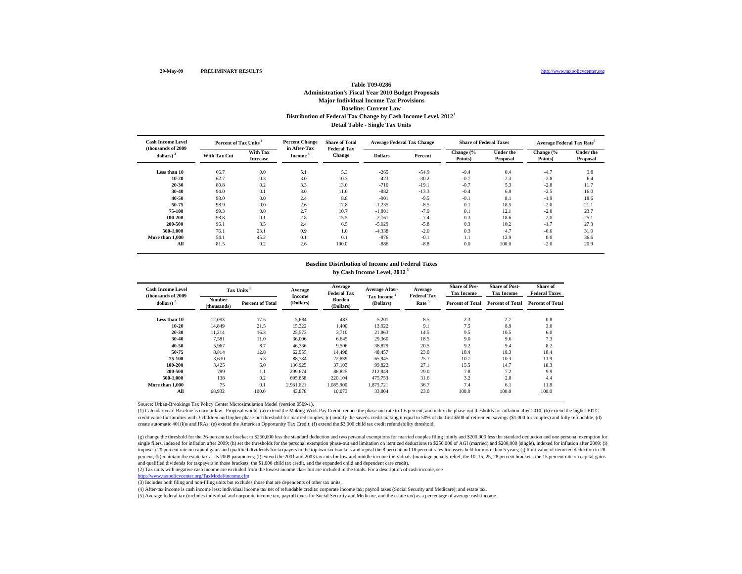29-May-09 **PRELIMINARY RESULTS** http://www.taxpolicycenter.org

### Table T09-0286
### Administration's Fiscal Year 2010 Budget Proposals
### Major Individual Income Tax Provisions
### Baseline: Current Law
### Distribution of Federal Tax Change by Cash Income Level, 2012 [1]
### Detail Table - Single Tax Units

| Cash Income Level (thousands of 2009 dollars) [2] | Percent of Tax Units [3] | | Percent Change in After-Tax Income [4] | Share of Total Federal Tax Change | Average Federal Tax Change | | Share of Federal Taxes | | Average Federal Tax Rate [5] | |
|---|---|---|---|---|---|---|---|---|---|---|
| | With Tax Cut | With Tax Increase | | | Dollars | Percent | Change (% Points) | Under the Proposal | Change (% Points) | Under the Proposal |
| **Less than 10** | 66.7 | 0.0 | 5.1 | 5.3 | -265 | -54.9 | -0.4 | 0.4 | -4.7 | 3.8 |
| **10-20** | 62.7 | 0.3 | 3.0 | 10.3 | -423 | -30.2 | -0.7 | 2.3 | -2.8 | 6.4 |
| **20-30** | 80.8 | 0.2 | 3.3 | 13.0 | -710 | -19.1 | -0.7 | 5.3 | -2.8 | 11.7 |
| **30-40** | 94.0 | 0.1 | 3.0 | 11.0 | -882 | -13.3 | -0.4 | 6.9 | -2.5 | 16.0 |
| **40-50** | 98.0 | 0.0 | 2.4 | 8.8 | -901 | -9.5 | -0.1 | 8.1 | -1.9 | 18.6 |
| **50-75** | 98.9 | 0.0 | 2.6 | 17.8 | -1,235 | -8.5 | 0.1 | 18.5 | -2.0 | 21.1 |
| **75-100** | 99.3 | 0.0 | 2.7 | 10.7 | -1,801 | -7.9 | 0.1 | 12.1 | -2.0 | 23.7 |
| **100-200** | 98.8 | 0.1 | 2.8 | 15.5 | -2,761 | -7.4 | 0.3 | 18.6 | -2.0 | 25.1 |
| **200-500** | 96.1 | 3.5 | 2.4 | 6.5 | -5,029 | -5.8 | 0.3 | 10.2 | -1.7 | 27.3 |
| **500-1,000** | 76.1 | 23.1 | 0.9 | 1.0 | -4,338 | -2.0 | 0.3 | 4.7 | -0.6 | 31.0 |
| **More than 1,000** | 54.1 | 45.2 | 0.1 | 0.1 | -876 | -0.1 | 1.1 | 12.9 | 0.0 | 36.6 |
| **All** | 81.5 | 0.2 | 2.6 | 100.0 | -886 | -8.8 | 0.0 | 100.0 | -2.0 | 20.9 |

### Baseline Distribution of Income and Federal Taxes by Cash Income Level, 2012 [1]

| Cash Income Level (thousands of 2009 dollars) [2] | Tax Units [3] | | Average Income (Dollars) | Average Federal Tax Burden (Dollars) | Average After-Tax Income [4] (Dollars) | Average Federal Tax Rate [5] | Share of Pre-Tax Income | Share of Post-Tax Income | Share of Federal Taxes |
|---|---|---|---|---|---|---|---|---|---|
| | Number (thousands) | Percent of Total | | | | | Percent of Total | Percent of Total | Percent of Total |
| **Less than 10** | 12,093 | 17.5 | 5,684 | 483 | 5,201 | 8.5 | 2.3 | 2.7 | 0.8 |
| **10-20** | 14,849 | 21.5 | 15,322 | 1,400 | 13,922 | 9.1 | 7.5 | 8.9 | 3.0 |
| **20-30** | 11,214 | 16.3 | 25,573 | 3,710 | 21,863 | 14.5 | 9.5 | 10.5 | 6.0 |
| **30-40** | 7,581 | 11.0 | 36,006 | 6,645 | 29,360 | 18.5 | 9.0 | 9.6 | 7.3 |
| **40-50** | 5,967 | 8.7 | 46,386 | 9,506 | 36,879 | 20.5 | 9.2 | 9.4 | 8.2 |
| **50-75** | 8,814 | 12.8 | 62,955 | 14,498 | 48,457 | 23.0 | 18.4 | 18.3 | 18.4 |
| **75-100** | 3,630 | 5.3 | 88,784 | 22,839 | 65,945 | 25.7 | 10.7 | 10.3 | 11.9 |
| **100-200** | 3,425 | 5.0 | 136,925 | 37,103 | 99,822 | 27.1 | 15.5 | 14.7 | 18.3 |
| **200-500** | 789 | 1.1 | 299,674 | 86,825 | 212,849 | 29.0 | 7.8 | 7.2 | 9.9 |
| **500-1,000** | 138 | 0.2 | 695,858 | 220,104 | 475,753 | 31.6 | 3.2 | 2.8 | 4.4 |
| **More than 1,000** | 75 | 0.1 | 2,961,621 | 1,085,900 | 1,875,721 | 36.7 | 7.4 | 6.1 | 11.8 |
| **All** | 68,932 | 100.0 | 43,878 | 10,073 | 33,804 | 23.0 | 100.0 | 100.0 | 100.0 |

Source: Urban-Brookings Tax Policy Center Microsimulation Model (version 0509-1).

(1) Calendar year. Baseline is current law. Proposal would: (a) extend the Making Work Pay Credit, reduce the phase-out rate to 1.6 percent, and index the phase-out thesholds for inflation after 2010; (b) extend the higher EITC credit value for families with 3 children and higher phase-out threshold for married couples; (c) modify the saver's credit making it equal to 50% of the first $500 of retirement savings ($1,000 for couples) and fully refundable; (d) create automatic 401(k)s and IRAs; (e) extend the American Opportunity Tax Credit; (f) extend the $3,000 child tax credit refundability threshold;

(g) change the threshold for the 36-percent tax bracket to $250,000 less the standard deduction and two personal exemptions for married couples filing jointly and $200,000 less the standard deduction and one personal exemption for single filers, indexed for inflation after 2009; (h) set the thresholds for the personal exemption phase-out and limitation on itemized deductions to $250,000 of AGI (married) and $200,000 (single), indexed for inflation after 2009; (i) impose a 20 percent rate on capital gains and qualified dividends for taxpayers in the top two tax brackets and repeal the 8 percent and 18 percent rates for assets held for more than 5 years; (j) limit value of itemized deduction to 28 percent; (k) maintain the estate tax at its 2009 parameters; (l) extend the 2001 and 2003 tax cuts for low and middle income individuals (marriage penalty relief, the 10, 15, 25, 28 percent brackets, the 15 percent rate on capital gains and qualified dividends for taxpayers in those brackets, the $1,000 child tax credit, and the expanded child and dependent care credit).

(2) Tax units with negative cash income are excluded from the lowest income class but are included in the totals. For a description of cash income, see http://www.taxpolicycenter.org/TaxModel/income.cfm

(3) Includes both filing and non-filing units but excludes those that are dependents of other tax units.

(4) After-tax income is cash income less: individual income tax net of refundable credits; corporate income tax; payroll taxes (Social Security and Medicare); and estate tax.

(5) Average federal tax (includes individual and corporate income tax, payroll taxes for Social Security and Medicare, and the estate tax) as a percentage of average cash income.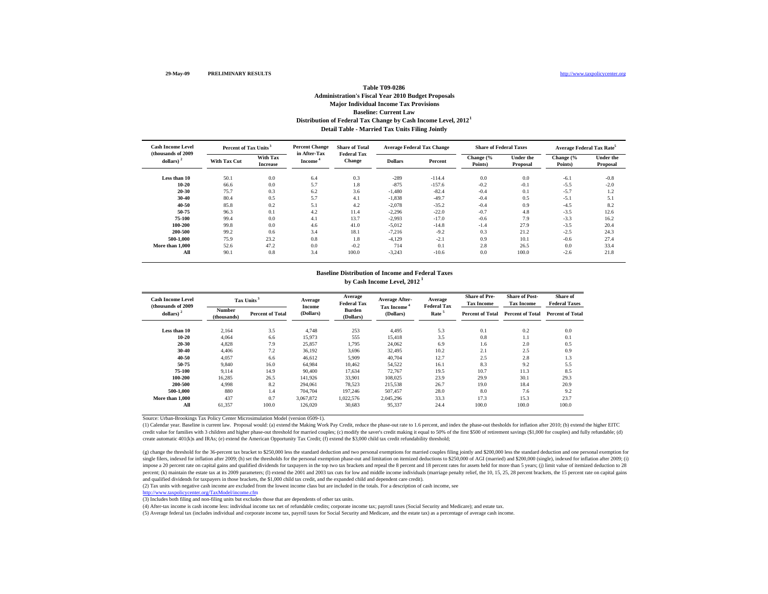29-May-09 **PRELIMINARY RESULTS** http://www.taxpolicycenter.org

# Table T09-0286
## Administration's Fiscal Year 2010 Budget Proposals
## Major Individual Income Tax Provisions
## Baseline: Current Law
## Distribution of Federal Tax Change by Cash Income Level, 2012 [1]
## Detail Table - Married Tax Units Filing Jointly

| Cash Income Level (thousands of 2009 dollars) [2] | Percent of Tax Units [3] | | Percent Change in After-Tax Income [4] | Share of Total Federal Tax Change | Average Federal Tax Change | | Share of Federal Taxes | | Average Federal Tax Rate [5] | |
|---|---|---|---|---|---|---|---|---|---|---|
| | With Tax Cut | With Tax Increase | | | Dollars | Percent | Change (% Points) | Under the Proposal | Change (% Points) | Under the Proposal |
| Less than 10 | 50.1 | 0.0 | 6.4 | 0.3 | -289 | -114.4 | 0.0 | 0.0 | -6.1 | -0.8 |
| 10-20 | 66.6 | 0.0 | 5.7 | 1.8 | -875 | -157.6 | -0.2 | -0.1 | -5.5 | -2.0 |
| 20-30 | 75.7 | 0.3 | 6.2 | 3.6 | -1,480 | -82.4 | -0.4 | 0.1 | -5.7 | 1.2 |
| 30-40 | 80.4 | 0.5 | 5.7 | 4.1 | -1,838 | -49.7 | -0.4 | 0.5 | -5.1 | 5.1 |
| 40-50 | 85.8 | 0.2 | 5.1 | 4.2 | -2,078 | -35.2 | -0.4 | 0.9 | -4.5 | 8.2 |
| 50-75 | 96.3 | 0.1 | 4.2 | 11.4 | -2,296 | -22.0 | -0.7 | 4.8 | -3.5 | 12.6 |
| 75-100 | 99.4 | 0.0 | 4.1 | 13.7 | -2,993 | -17.0 | -0.6 | 7.9 | -3.3 | 16.2 |
| 100-200 | 99.8 | 0.0 | 4.6 | 41.0 | -5,012 | -14.8 | -1.4 | 27.9 | -3.5 | 20.4 |
| 200-500 | 99.2 | 0.6 | 3.4 | 18.1 | -7,216 | -9.2 | 0.3 | 21.2 | -2.5 | 24.3 |
| 500-1,000 | 75.9 | 23.2 | 0.8 | 1.8 | -4,129 | -2.1 | 0.9 | 10.1 | -0.6 | 27.4 |
| More than 1,000 | 52.6 | 47.2 | 0.0 | -0.2 | 714 | 0.1 | 2.8 | 26.5 | 0.0 | 33.4 |
| All | 90.1 | 0.8 | 3.4 | 100.0 | -3,243 | -10.6 | 0.0 | 100.0 | -2.6 | 21.8 |

## Baseline Distribution of Income and Federal Taxes
## by Cash Income Level, 2012 [1]

| Cash Income Level (thousands of 2009 dollars) [2] | Tax Units [3] | | Average Income (Dollars) | Average Federal Tax Burden (Dollars) | Average After-Tax Income [4] (Dollars) | Average Federal Tax Rate [5] | Share of Pre-Tax Income | Share of Post-Tax Income | Share of Federal Taxes |
|---|---|---|---|---|---|---|---|---|---|
| | Number (thousands) | Percent of Total | | | | | Percent of Total | Percent of Total | Percent of Total |
| Less than 10 | 2,164 | 3.5 | 4,748 | 253 | 4,495 | 5.3 | 0.1 | 0.2 | 0.0 |
| 10-20 | 4,064 | 6.6 | 15,973 | 555 | 15,418 | 3.5 | 0.8 | 1.1 | 0.1 |
| 20-30 | 4,828 | 7.9 | 25,857 | 1,795 | 24,062 | 6.9 | 1.6 | 2.0 | 0.5 |
| 30-40 | 4,406 | 7.2 | 36,192 | 3,696 | 32,495 | 10.2 | 2.1 | 2.5 | 0.9 |
| 40-50 | 4,057 | 6.6 | 46,612 | 5,909 | 40,704 | 12.7 | 2.5 | 2.8 | 1.3 |
| 50-75 | 9,840 | 16.0 | 64,984 | 10,462 | 54,522 | 16.1 | 8.3 | 9.2 | 5.5 |
| 75-100 | 9,114 | 14.9 | 90,400 | 17,634 | 72,767 | 19.5 | 10.7 | 11.3 | 8.5 |
| 100-200 | 16,285 | 26.5 | 141,926 | 33,901 | 108,025 | 23.9 | 29.9 | 30.1 | 29.3 |
| 200-500 | 4,998 | 8.2 | 294,061 | 78,523 | 215,538 | 26.7 | 19.0 | 18.4 | 20.9 |
| 500-1,000 | 880 | 1.4 | 704,704 | 197,246 | 507,457 | 28.0 | 8.0 | 7.6 | 9.2 |
| More than 1,000 | 437 | 0.7 | 3,067,872 | 1,022,576 | 2,045,296 | 33.3 | 17.3 | 15.3 | 23.7 |
| All | 61,357 | 100.0 | 126,020 | 30,683 | 95,337 | 24.4 | 100.0 | 100.0 | 100.0 |

Source: Urban-Brookings Tax Policy Center Microsimulation Model (version 0509-1).

(1) Calendar year. Baseline is current law. Proposal would: (a) extend the Making Work Pay Credit, reduce the phase-out rate to 1.6 percent, and index the phase-out thesholds for inflation after 2010; (b) extend the higher EITC credit value for families with 3 children and higher phase-out threshold for married couples; (c) modify the saver's credit making it equal to 50% of the first $500 of retirement savings ($1,000 for couples) and fully refundable; (d) create automatic 401(k)s and IRAs; (e) extend the American Opportunity Tax Credit; (f) extend the $3,000 child tax credit refundability threshold;

(g) change the threshold for the 36-percent tax bracket to $250,000 less the standard deduction and two personal exemptions for married couples filing jointly and $200,000 less the standard deduction and one personal exemption for single filers, indexed for inflation after 2009; (h) set the thresholds for the personal exemption phase-out and limitation on itemized deductions to $250,000 of AGI (married) and $200,000 (single), indexed for inflation after 2009; (i) impose a 20 percent rate on capital gains and qualified dividends for taxpayers in the top two tax brackets and repeal the 8 percent and 18 percent rates for assets held for more than 5 years; (j) limit value of itemized deduction to 28 percent; (k) maintain the estate tax at its 2009 parameters; (l) extend the 2001 and 2003 tax cuts for low and middle income individuals (marriage penalty relief, the 10, 15, 25, 28 percent brackets, the 15 percent rate on capital gains and qualified dividends for taxpayers in those brackets, the $1,000 child tax credit, and the expanded child and dependent care credit).

(2) Tax units with negative cash income are excluded from the lowest income class but are included in the totals. For a description of cash income, see http://www.taxpolicycenter.org/TaxModel/income.cfm

(3) Includes both filing and non-filing units but excludes those that are dependents of other tax units.

(4) After-tax income is cash income less: individual income tax net of refundable credits; corporate income tax; payroll taxes (Social Security and Medicare); and estate tax.

(5) Average federal tax (includes individual and corporate income tax, payroll taxes for Social Security and Medicare, and the estate tax) as a percentage of average cash income.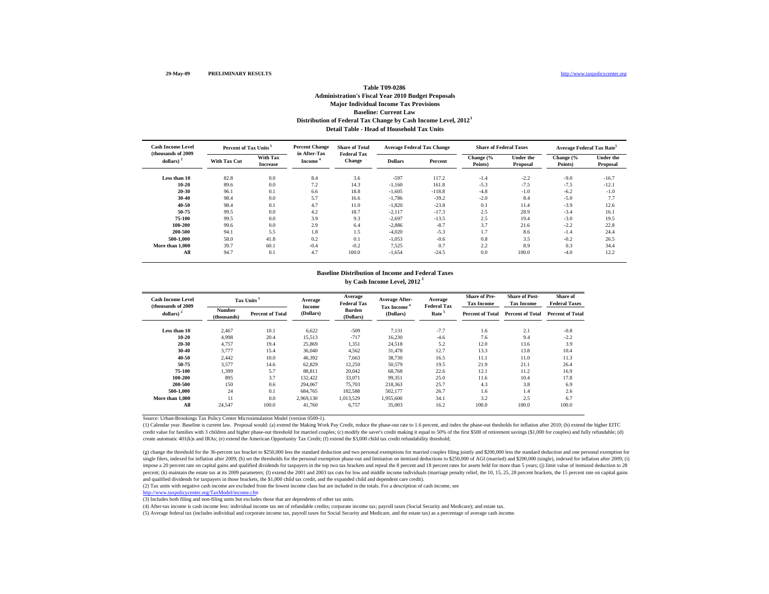29-May-09 **PRELIMINARY RESULTS** http://www.taxpolicycenter.org

**Table T09-0286**
**Administration's Fiscal Year 2010 Budget Proposals**
**Major Individual Income Tax Provisions**
**Baseline: Current Law**
**Distribution of Federal Tax Change by Cash Income Level, 2012[1]**
**Detail Table - Head of Household Tax Units**

| Cash Income Level (thousands of 2009 dollars)[2] | Percent of Tax Units[3] | | Percent Change in After-Tax Income[4] | Share of Total Federal Tax Change | Average Federal Tax Change | | Share of Federal Taxes | | Average Federal Tax Rate[5] | |
|---|---|---|---|---|---|---|---|---|---|---|
| | With Tax Cut | With Tax Increase | | | Dollars | Percent | Change (% Points) | Under the Proposal | Change (% Points) | Under the Proposal |
| Less than 10 | 82.8 | 0.0 | 8.4 | 3.6 | -597 | 117.2 | -1.4 | -2.2 | -9.0 | -16.7 |
| 10-20 | 89.6 | 0.0 | 7.2 | 14.3 | -1,160 | 161.8 | -5.3 | -7.5 | -7.5 | -12.1 |
| 20-30 | 96.1 | 0.1 | 6.6 | 18.8 | -1,605 | -118.8 | -4.8 | -1.0 | -6.2 | -1.0 |
| 30-40 | 98.4 | 0.0 | 5.7 | 16.6 | -1,786 | -39.2 | -2.0 | 8.4 | -5.0 | 7.7 |
| 40-50 | 98.4 | 0.1 | 4.7 | 11.0 | -1,820 | -23.8 | 0.1 | 11.4 | -3.9 | 12.6 |
| 50-75 | 99.5 | 0.0 | 4.2 | 18.7 | -2,117 | -17.3 | 2.5 | 28.9 | -3.4 | 16.1 |
| 75-100 | 99.5 | 0.0 | 3.9 | 9.3 | -2,697 | -13.5 | 2.5 | 19.4 | -3.0 | 19.5 |
| 100-200 | 99.6 | 0.0 | 2.9 | 6.4 | -2,886 | -8.7 | 3.7 | 21.6 | -2.2 | 22.8 |
| 200-500 | 94.1 | 5.5 | 1.8 | 1.5 | -4,020 | -5.3 | 1.7 | 8.6 | -1.4 | 24.4 |
| 500-1,000 | 58.0 | 41.8 | 0.2 | 0.1 | -1,053 | -0.6 | 0.8 | 3.5 | -0.2 | 26.5 |
| More than 1,000 | 39.7 | 60.1 | -0.4 | -0.2 | 7,525 | 0.7 | 2.2 | 8.9 | 0.3 | 34.4 |
| All | 94.7 | 0.1 | 4.7 | 100.0 | -1,654 | -24.5 | 0.0 | 100.0 | -4.0 | 12.2 |

**Baseline Distribution of Income and Federal Taxes**
**by Cash Income Level, 2012[1]**

| Cash Income Level (thousands of 2009 dollars)[2] | Tax Units[3] | | Average Income (Dollars) | Average Federal Tax Burden (Dollars) | Average After-Tax Income[4] (Dollars) | Average Federal Tax Rate[5] | Share of Pre-Tax Income | Share of Post-Tax Income | Share of Federal Taxes |
|---|---|---|---|---|---|---|---|---|---|
| | Number (thousands) | Percent of Total | | | | | Percent of Total | Percent of Total | Percent of Total |
| Less than 10 | 2,467 | 10.1 | 6,622 | -509 | 7,131 | -7.7 | 1.6 | 2.1 | -0.8 |
| 10-20 | 4,998 | 20.4 | 15,513 | -717 | 16,230 | -4.6 | 7.6 | 9.4 | -2.2 |
| 20-30 | 4,757 | 19.4 | 25,869 | 1,351 | 24,518 | 5.2 | 12.0 | 13.6 | 3.9 |
| 30-40 | 3,777 | 15.4 | 36,040 | 4,562 | 31,478 | 12.7 | 13.3 | 13.8 | 10.4 |
| 40-50 | 2,442 | 10.0 | 46,392 | 7,663 | 38,730 | 16.5 | 11.1 | 11.0 | 11.3 |
| 50-75 | 3,577 | 14.6 | 62,829 | 12,250 | 50,579 | 19.5 | 21.9 | 21.1 | 26.4 |
| 75-100 | 1,399 | 5.7 | 88,811 | 20,042 | 68,768 | 22.6 | 12.1 | 11.2 | 16.9 |
| 100-200 | 895 | 3.7 | 132,422 | 33,071 | 99,351 | 25.0 | 11.6 | 10.4 | 17.8 |
| 200-500 | 150 | 0.6 | 294,067 | 75,703 | 218,363 | 25.7 | 4.3 | 3.8 | 6.9 |
| 500-1,000 | 24 | 0.1 | 684,765 | 182,588 | 502,177 | 26.7 | 1.6 | 1.4 | 2.6 |
| More than 1,000 | 11 | 0.0 | 2,969,130 | 1,013,529 | 1,955,600 | 34.1 | 3.2 | 2.5 | 6.7 |
| All | 24,547 | 100.0 | 41,760 | 6,757 | 35,003 | 16.2 | 100.0 | 100.0 | 100.0 |

Source: Urban-Brookings Tax Policy Center Microsimulation Model (version 0509-1).

(1) Calendar year. Baseline is current law. Proposal would: (a) extend the Making Work Pay Credit, reduce the phase-out rate to 1.6 percent, and index the phase-out thesholds for inflation after 2010; (b) extend the higher EITC credit value for families with 3 children and higher phase-out threshold for married couples; (c) modify the saver's credit making it equal to 50% of the first $500 of retirement savings ($1,000 for couples) and fully refundable; (d) create automatic 401(k)s and IRAs; (e) extend the American Opportunity Tax Credit; (f) extend the $3,000 child tax credit refundability threshold;

(g) change the threshold for the 36-percent tax bracket to $250,000 less the standard deduction and two personal exemptions for married couples filing jointly and $200,000 less the standard deduction and one personal exemption for single filers, indexed for inflation after 2009; (h) set the thresholds for the personal exemption phase-out and limitation on itemized deductions to $250,000 of AGI (married) and $200,000 (single), indexed for inflation after 2009; (i) impose a 20 percent rate on capital gains and qualified dividends for taxpayers in the top two tax brackets and repeal the 8 percent and 18 percent rates for assets held for more than 5 years; (j) limit value of itemized deduction to 28 percent; (k) maintain the estate tax at its 2009 parameters; (l) extend the 2001 and 2003 tax cuts for low and middle income individuals (marriage penalty relief, the 10, 15, 25, 28 percent brackets, the 15 percent rate on capital gains and qualified dividends for taxpayers in those brackets, the $1,000 child tax credit, and the expanded child and dependent care credit).

(2) Tax units with negative cash income are excluded from the lowest income class but are included in the totals. For a description of cash income, see http://www.taxpolicycenter.org/TaxModel/income.cfm

(3) Includes both filing and non-filing units but excludes those that are dependents of other tax units.

(4) After-tax income is cash income less: individual income tax net of refundable credits; corporate income tax; payroll taxes (Social Security and Medicare); and estate tax.

(5) Average federal tax (includes individual and corporate income tax, payroll taxes for Social Security and Medicare, and the estate tax) as a percentage of average cash income.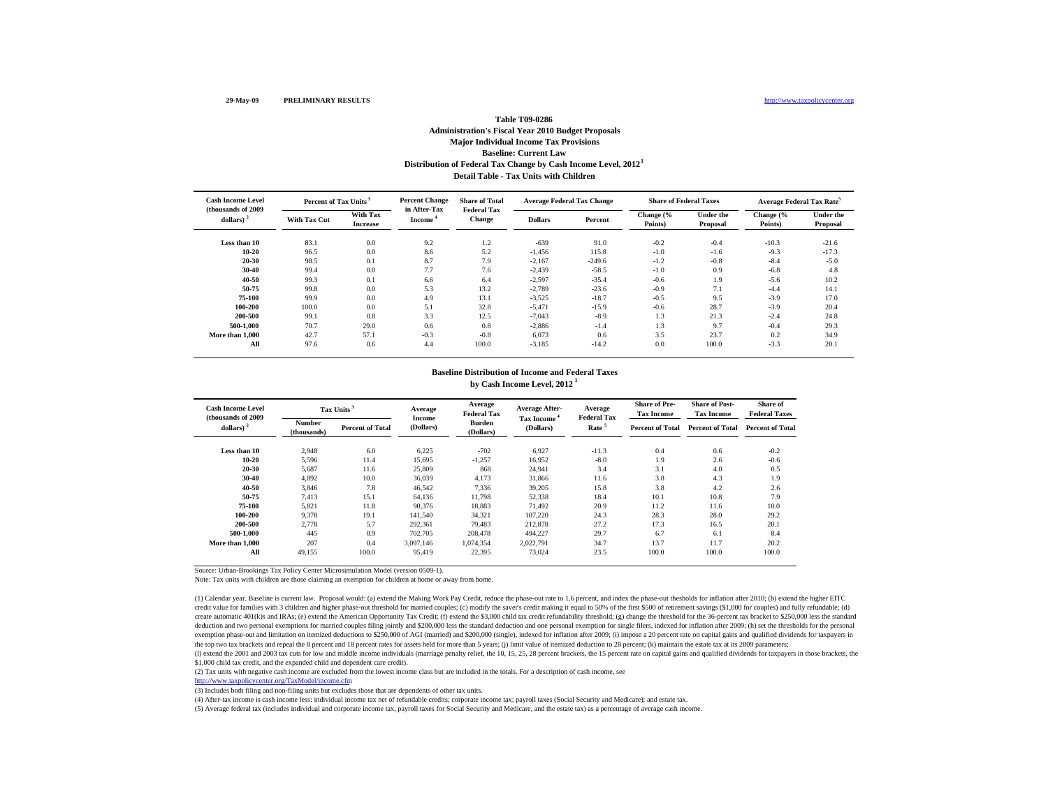29-May-09 PRELIMINARY RESULTS http://www.taxpolicycenter.org

# Table T09-0286

## Administration's Fiscal Year 2010 Budget Proposals
## Major Individual Income Tax Provisions
## Baseline: Current Law
## Distribution of Federal Tax Change by Cash Income Level, 2012[1]
## Detail Table - Tax Units with Children

| Cash Income Level (thousands of 2009 dollars)[2] | Percent of Tax Units[3] | | Percent Change in After-Tax Income[4] | Share of Total Federal Tax Change | Average Federal Tax Change | | Share of Federal Taxes | | Average Federal Tax Rate[5] | |
|---|---|---|---|---|---|---|---|---|---|---|
| | With Tax Cut | With Tax Increase | | | Dollars | Percent | Change (% Points) | Under the Proposal | Change (% Points) | Under the Proposal |
| Less than 10 | 83.1 | 0.0 | 9.2 | 1.2 | -639 | 91.0 | -0.2 | -0.4 | -10.3 | -21.6 |
| 10-20 | 96.5 | 0.0 | 8.6 | 5.2 | -1,456 | 115.8 | -1.0 | -1.6 | -9.3 | -17.3 |
| 20-30 | 98.5 | 0.1 | 8.7 | 7.9 | -2,167 | -249.6 | -1.2 | -0.8 | -8.4 | -5.0 |
| 30-40 | 99.4 | 0.0 | 7.7 | 7.6 | -2,439 | -58.5 | -1.0 | 0.9 | -6.8 | 4.8 |
| 40-50 | 99.3 | 0.1 | 6.6 | 6.4 | -2,597 | -35.4 | -0.6 | 1.9 | -5.6 | 10.2 |
| 50-75 | 99.8 | 0.0 | 5.3 | 13.2 | -2,789 | -23.6 | -0.9 | 7.1 | -4.4 | 14.1 |
| 75-100 | 99.9 | 0.0 | 4.9 | 13.1 | -3,525 | -18.7 | -0.5 | 9.5 | -3.9 | 17.0 |
| 100-200 | 100.0 | 0.0 | 5.1 | 32.8 | -5,471 | -15.9 | -0.6 | 28.7 | -3.9 | 20.4 |
| 200-500 | 99.1 | 0.8 | 3.3 | 12.5 | -7,043 | -8.9 | 1.3 | 21.3 | -2.4 | 24.8 |
| 500-1,000 | 70.7 | 29.0 | 0.6 | 0.8 | -2,886 | -1.4 | 1.3 | 9.7 | -0.4 | 29.3 |
| More than 1,000 | 42.7 | 57.1 | -0.3 | -0.8 | 6,073 | 0.6 | 3.5 | 23.7 | 0.2 | 34.9 |
| All | 97.6 | 0.6 | 4.4 | 100.0 | -3,185 | -14.2 | 0.0 | 100.0 | -3.3 | 20.1 |

## Baseline Distribution of Income and Federal Taxes by Cash Income Level, 2012[1]

| Cash Income Level (thousands of 2009 dollars)[2] | Tax Units[3] | | Average Income (Dollars) | Average Federal Tax Burden (Dollars) | Average After-Tax Income[4] (Dollars) | Average Federal Tax Rate[5] | Share of Pre-Tax Income | Share of Post-Tax Income | Share of Federal Taxes |
|---|---|---|---|---|---|---|---|---|---|
| | Number (thousands) | Percent of Total | | | | | Percent of Total | Percent of Total | Percent of Total |
| Less than 10 | 2,948 | 6.0 | 6,225 | -702 | 6,927 | -11.3 | 0.4 | 0.6 | -0.2 |
| 10-20 | 5,596 | 11.4 | 15,695 | -1,257 | 16,952 | -8.0 | 1.9 | 2.6 | -0.6 |
| 20-30 | 5,687 | 11.6 | 25,809 | 868 | 24,941 | 3.4 | 3.1 | 4.0 | 0.5 |
| 30-40 | 4,892 | 10.0 | 36,039 | 4,173 | 31,866 | 11.6 | 3.8 | 4.3 | 1.9 |
| 40-50 | 3,846 | 7.8 | 46,542 | 7,336 | 39,205 | 15.8 | 3.8 | 4.2 | 2.6 |
| 50-75 | 7,413 | 15.1 | 64,136 | 11,798 | 52,338 | 18.4 | 10.1 | 10.8 | 7.9 |
| 75-100 | 5,821 | 11.8 | 90,376 | 18,883 | 71,492 | 20.9 | 11.2 | 11.6 | 10.0 |
| 100-200 | 9,378 | 19.1 | 141,540 | 34,321 | 107,220 | 24.3 | 28.3 | 28.0 | 29.2 |
| 200-500 | 2,778 | 5.7 | 292,361 | 79,483 | 212,878 | 27.2 | 17.3 | 16.5 | 20.1 |
| 500-1,000 | 445 | 0.9 | 702,705 | 208,478 | 494,227 | 29.7 | 6.7 | 6.1 | 8.4 |
| More than 1,000 | 207 | 0.4 | 3,097,146 | 1,074,354 | 2,022,791 | 34.7 | 13.7 | 11.7 | 20.2 |
| All | 49,155 | 100.0 | 95,419 | 22,395 | 73,024 | 23.5 | 100.0 | 100.0 | 100.0 |

Source: Urban-Brookings Tax Policy Center Microsimulation Model (version 0509-1).

Note: Tax units with children are those claiming an exemption for children at home or away from home.

(1) Calendar year. Baseline is current law. Proposal would: (a) extend the Making Work Pay Credit, reduce the phase-out rate to 1.6 percent, and index the phase-out thesholds for inflation after 2010; (b) extend the higher EITC credit value for families with 3 children and higher phase-out threshold for married couples; (c) modify the saver's credit making it equal to 50% of the first $500 of retirement savings ($1,000 for couples) and fully refundable; (d) create automatic 401(k)s and IRAs; (e) extend the American Opportunity Tax Credit; (f) extend the $3,000 child tax credit refundability threshold; (g) change the threshold for the 36-percent tax bracket to $250,000 less the standard deduction and two personal exemptions for married couples filing jointly and $200,000 less the standard deduction and one personal exemption for single filers, indexed for inflation after 2009; (h) set the thresholds for the personal exemption phase-out and limitation on itemized deductions to $250,000 of AGI (married) and $200,000 (single), indexed for inflation after 2009; (i) impose a 20 percent rate on capital gains and qualified dividends for taxpayers in the top two tax brackets and repeal the 8 percent and 18 percent rates for assets held for more than 5 years; (j) limit value of itemized deduction to 28 percent; (k) maintain the estate tax at its 2009 parameters;
(l) extend the 2001 and 2003 tax cuts for low and middle income individuals (marriage penalty relief, the 10, 15, 25, 28 percent brackets, the 15 percent rate on capital gains and qualified dividends for taxpayers in those brackets, the $1,000 child tax credit, and the expanded child and dependent care credit).

(2) Tax units with negative cash income are excluded from the lowest income class but are included in the totals. For a description of cash income, see http://www.taxpolicycenter.org/TaxModel/income.cfm

(3) Includes both filing and non-filing units but excludes those that are dependents of other tax units.

(4) After-tax income is cash income less: individual income tax net of refundable credits; corporate income tax; payroll taxes (Social Security and Medicare); and estate tax.

(5) Average federal tax (includes individual and corporate income tax, payroll taxes for Social Security and Medicare, and the estate tax) as a percentage of average cash income.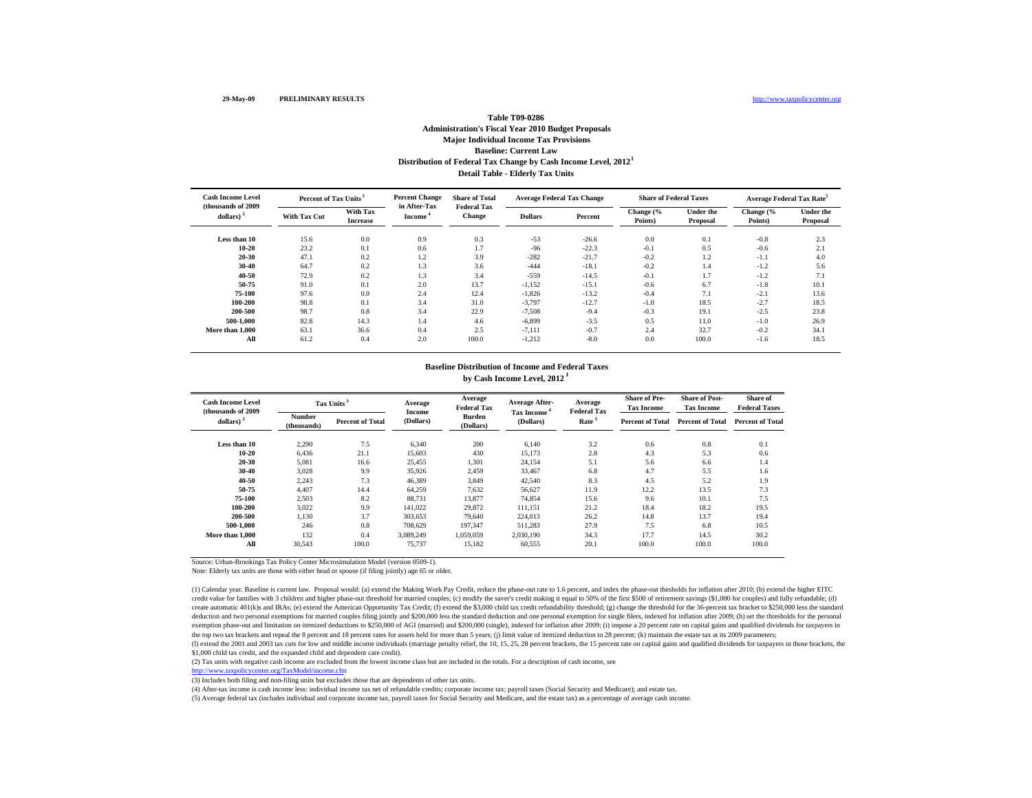29-May-09 PRELIMINARY RESULTS http://www.taxpolicycenter.org

**Table T09-0286**
**Administration's Fiscal Year 2010 Budget Proposals**
**Major Individual Income Tax Provisions**
**Baseline: Current Law**
**Distribution of Federal Tax Change by Cash Income Level, 2012 [1]**
**Detail Table - Elderly Tax Units**

| Cash Income Level (thousands of 2009 dollars) [2] | Percent of Tax Units [3] | | Percent Change in After-Tax Income [4] | Share of Total Federal Tax Change | Average Federal Tax Change | | Share of Federal Taxes | | Average Federal Tax Rate [5] | |
|---|---|---|---|---|---|---|---|---|---|---|
| | With Tax Cut | With Tax Increase | | | Dollars | Percent | Change (% Points) | Under the Proposal | Change (% Points) | Under the Proposal |
| Less than 10 | 15.6 | 0.0 | 0.9 | 0.3 | -53 | -26.6 | 0.0 | 0.1 | -0.8 | 2.3 |
| 10-20 | 23.2 | 0.1 | 0.6 | 1.7 | -96 | -22.3 | -0.1 | 0.5 | -0.6 | 2.1 |
| 20-30 | 47.1 | 0.2 | 1.2 | 3.9 | -282 | -21.7 | -0.2 | 1.2 | -1.1 | 4.0 |
| 30-40 | 64.7 | 0.2 | 1.3 | 3.6 | -444 | -18.1 | -0.2 | 1.4 | -1.2 | 5.6 |
| 40-50 | 72.9 | 0.2 | 1.3 | 3.4 | -559 | -14.5 | -0.1 | 1.7 | -1.2 | 7.1 |
| 50-75 | 91.0 | 0.1 | 2.0 | 13.7 | -1,152 | -15.1 | -0.6 | 6.7 | -1.8 | 10.1 |
| 75-100 | 97.6 | 0.0 | 2.4 | 12.4 | -1,826 | -13.2 | -0.4 | 7.1 | -2.1 | 13.6 |
| 100-200 | 98.8 | 0.1 | 3.4 | 31.0 | -3,797 | -12.7 | -1.0 | 18.5 | -2.7 | 18.5 |
| 200-500 | 98.7 | 0.8 | 3.4 | 22.9 | -7,508 | -9.4 | -0.3 | 19.1 | -2.5 | 23.8 |
| 500-1,000 | 82.8 | 14.3 | 1.4 | 4.6 | -6,899 | -3.5 | 0.5 | 11.0 | -1.0 | 26.9 |
| More than 1,000 | 63.1 | 36.6 | 0.4 | 2.5 | -7,111 | -0.7 | 2.4 | 32.7 | -0.2 | 34.1 |
| All | 61.2 | 0.4 | 2.0 | 100.0 | -1,212 | -8.0 | 0.0 | 100.0 | -1.6 | 18.5 |

**Baseline Distribution of Income and Federal Taxes**
**by Cash Income Level, 2012 [1]**

| Cash Income Level (thousands of 2009 dollars) [2] | Tax Units [3] | | Average Income (Dollars) | Average Federal Tax Burden (Dollars) | Average After-Tax Income [4] (Dollars) | Average Federal Tax Rate [5] | Share of Pre-Tax Income | Share of Post-Tax Income | Share of Federal Taxes |
|---|---|---|---|---|---|---|---|---|---|
| | Number (thousands) | Percent of Total | | | | | Percent of Total | Percent of Total | Percent of Total |
| Less than 10 | 2,290 | 7.5 | 6,340 | 200 | 6,140 | 3.2 | 0.6 | 0.8 | 0.1 |
| 10-20 | 6,436 | 21.1 | 15,603 | 430 | 15,173 | 2.8 | 4.3 | 5.3 | 0.6 |
| 20-30 | 5,081 | 16.6 | 25,455 | 1,301 | 24,154 | 5.1 | 5.6 | 6.6 | 1.4 |
| 30-40 | 3,028 | 9.9 | 35,926 | 2,459 | 33,467 | 6.8 | 4.7 | 5.5 | 1.6 |
| 40-50 | 2,243 | 7.3 | 46,389 | 3,849 | 42,540 | 8.3 | 4.5 | 5.2 | 1.9 |
| 50-75 | 4,407 | 14.4 | 64,259 | 7,632 | 56,627 | 11.9 | 12.2 | 13.5 | 7.3 |
| 75-100 | 2,503 | 8.2 | 88,731 | 13,877 | 74,854 | 15.6 | 9.6 | 10.1 | 7.5 |
| 100-200 | 3,022 | 9.9 | 141,022 | 29,872 | 111,151 | 21.2 | 18.4 | 18.2 | 19.5 |
| 200-500 | 1,130 | 3.7 | 303,653 | 79,640 | 224,013 | 26.2 | 14.8 | 13.7 | 19.4 |
| 500-1,000 | 246 | 0.8 | 708,629 | 197,347 | 511,283 | 27.9 | 7.5 | 6.8 | 10.5 |
| More than 1,000 | 132 | 0.4 | 3,089,249 | 1,059,059 | 2,030,190 | 34.3 | 17.7 | 14.5 | 30.2 |
| All | 30,543 | 100.0 | 75,737 | 15,182 | 60,555 | 20.1 | 100.0 | 100.0 | 100.0 |

Source: Urban-Brookings Tax Policy Center Microsimulation Model (version 0509-1).

Note: Elderly tax units are those with either head or spouse (if filing jointly) age 65 or older.

(1) Calendar year. Baseline is current law. Proposal would: (a) extend the Making Work Pay Credit, reduce the phase-out rate to 1.6 percent, and index the phase-out thesholds for inflation after 2010; (b) extend the higher EITC credit value for families with 3 children and higher phase-out threshold for married couples; (c) modify the saver's credit making it equal to 50% of the first $500 of retirement savings ($1,000 for couples) and fully refundable; (d) create automatic 401(k)s and IRAs; (e) extend the American Opportunity Tax Credit; (f) extend the $3,000 child tax credit refundability threshold; (g) change the threshold for the 36-percent tax bracket to $250,000 less the standard deduction and two personal exemptions for married couples filing jointly and $200,000 less the standard deduction and one personal exemption for single filers, indexed for inflation after 2009; (h) set the thresholds for the personal exemption phase-out and limitation on itemized deductions to $250,000 of AGI (married) and $200,000 (single), indexed for inflation after 2009; (i) impose a 20 percent rate on capital gains and qualified dividends for taxpayers in the top two tax brackets and repeal the 8 percent and 18 percent rates for assets held for more than 5 years; (j) limit value of itemized deduction to 28 percent; (k) maintain the estate tax at its 2009 parameters;
(l) extend the 2001 and 2003 tax cuts for low and middle income individuals (marriage penalty relief, the 10, 15, 25, 28 percent brackets, the 15 percent rate on capital gains and qualified dividends for taxpayers in those brackets, the $1,000 child tax credit, and the expanded child and dependent care credit).

(2) Tax units with negative cash income are excluded from the lowest income class but are included in the totals. For a description of cash income, see http://www.taxpolicycenter.org/TaxModel/income.cfm

(3) Includes both filing and non-filing units but excludes those that are dependents of other tax units.

(4) After-tax income is cash income less: individual income tax net of refundable credits; corporate income tax; payroll taxes (Social Security and Medicare); and estate tax.

(5) Average federal tax (includes individual and corporate income tax, payroll taxes for Social Security and Medicare, and the estate tax) as a percentage of average cash income.